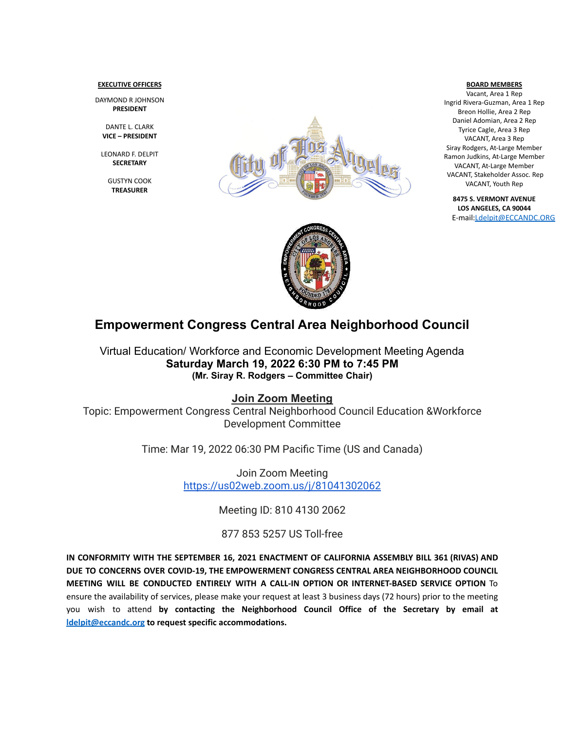**EXECUTIVE OFFICERS**

DAYMOND R JOHNSON
**PRESIDENT**

DANTE L. CLARK
**VICE – PRESIDENT**

LEONARD F. DELPIT
**SECRETARY**

GUSTYN COOK
**TREASURER**

**BOARD MEMBERS**

Vacant, Area 1 Rep
Ingrid Rivera-Guzman, Area 1 Rep
Breon Hollie, Area 2 Rep
Daniel Adomian, Area 2 Rep
Tyrice Cagle, Area 3 Rep
VACANT, Area 3 Rep
Siray Rodgers, At-Large Member
Ramon Judkins, At-Large Member
VACANT, At-Large Member
VACANT, Stakeholder Assoc. Rep
VACANT, Youth Rep

**8475 S. VERMONT AVENUE**
**LOS ANGELES, CA 90044**
E-mail:Ldelpit@ECCANDC.ORG

# Empowerment Congress Central Area Neighborhood Council

Virtual Education/ Workforce and Economic Development Meeting Agenda
**Saturday March 19, 2022 6:30 PM to 7:45 PM**
**(Mr. Siray R. Rodgers – Committee Chair)**

## Join Zoom Meeting

Topic: Empowerment Congress Central Neighborhood Council Education &Workforce Development Committee

Time: Mar 19, 2022 06:30 PM Pacific Time (US and Canada)

Join Zoom Meeting
https://us02web.zoom.us/j/81041302062

Meeting ID: 810 4130 2062

877 853 5257 US Toll-free

**IN CONFORMITY WITH THE SEPTEMBER 16, 2021 ENACTMENT OF CALIFORNIA ASSEMBLY BILL 361 (RIVAS) AND DUE TO CONCERNS OVER COVID-19, THE EMPOWERMENT CONGRESS CENTRAL AREA NEIGHBORHOOD COUNCIL MEETING WILL BE CONDUCTED ENTIRELY WITH A CALL-IN OPTION OR INTERNET-BASED SERVICE OPTION** To ensure the availability of services, please make your request at least 3 business days (72 hours) prior to the meeting you wish to attend **by contacting the Neighborhood Council Office of the Secretary by email at ldelpit@eccandc.org to request specific accommodations.**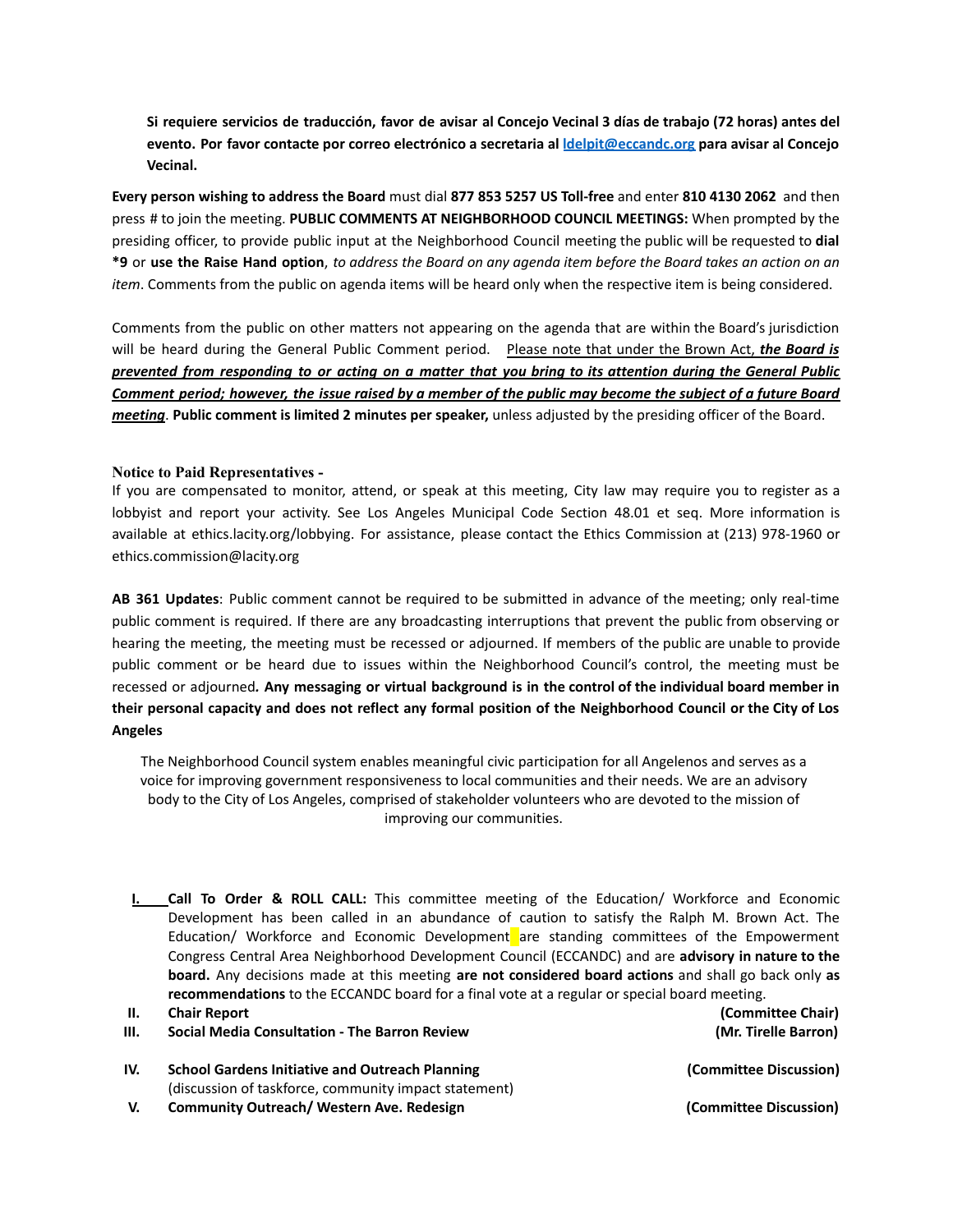**Si requiere servicios de traducción, favor de avisar al Concejo Vecinal 3 días de trabajo (72 horas) antes del evento. Por favor contacte por correo electrónico a secretaria al [ldelpit@eccandc.org](mailto:ldelpit@eccandc.org) para avisar al Concejo Vecinal.**

**Every person wishing to address the Board** must dial **877 853 5257 US Toll-free** and enter **810 4130 2062** and then press # to join the meeting. **PUBLIC COMMENTS AT NEIGHBORHOOD COUNCIL MEETINGS:** When prompted by the presiding officer, to provide public input at the Neighborhood Council meeting the public will be requested to **dial *9** or **use the Raise Hand option**, *to address the Board on any agenda item before the Board takes an action on an item*. Comments from the public on agenda items will be heard only when the respective item is being considered.

Comments from the public on other matters not appearing on the agenda that are within the Board's jurisdiction will be heard during the General Public Comment period. Please note that under the Brown Act, ***the Board is prevented from responding to or acting on a matter that you bring to its attention during the General Public Comment period; however, the issue raised by a member of the public may become the subject of a future Board meeting***. **Public comment is limited 2 minutes per speaker,** unless adjusted by the presiding officer of the Board.

**Notice to Paid Representatives -**
If you are compensated to monitor, attend, or speak at this meeting, City law may require you to register as a lobbyist and report your activity. See Los Angeles Municipal Code Section 48.01 et seq. More information is available at ethics.lacity.org/lobbying. For assistance, please contact the Ethics Commission at (213) 978-1960 or ethics.commission@lacity.org

**AB 361 Updates**: Public comment cannot be required to be submitted in advance of the meeting; only real-time public comment is required. If there are any broadcasting interruptions that prevent the public from observing or hearing the meeting, the meeting must be recessed or adjourned. If members of the public are unable to provide public comment or be heard due to issues within the Neighborhood Council's control, the meeting must be recessed or adjourned**. Any messaging or virtual background is in the control of the individual board member in their personal capacity and does not reflect any formal position of the Neighborhood Council or the City of Los Angeles**

The Neighborhood Council system enables meaningful civic participation for all Angelenos and serves as a voice for improving government responsiveness to local communities and their needs. We are an advisory body to the City of Los Angeles, comprised of stakeholder volunteers who are devoted to the mission of improving our communities.

I. **Call To Order & ROLL CALL:** This committee meeting of the Education/ Workforce and Economic Development has been called in an abundance of caution to satisfy the Ralph M. Brown Act. The Education/ Workforce and Economic Development are standing committees of the Empowerment Congress Central Area Neighborhood Development Council (ECCANDC) and are **advisory in nature to the board.** Any decisions made at this meeting **are not considered board actions** and shall go back only **as recommendations** to the ECCANDC board for a final vote at a regular or special board meeting.

II. **Chair Report** **(Committee Chair)**

III. **Social Media Consultation - The Barron Review** **(Mr. Tirelle Barron)**

IV. **School Gardens Initiative and Outreach Planning** **(Committee Discussion)**
(discussion of taskforce, community impact statement)

V. **Community Outreach/ Western Ave. Redesign** **(Committee Discussion)**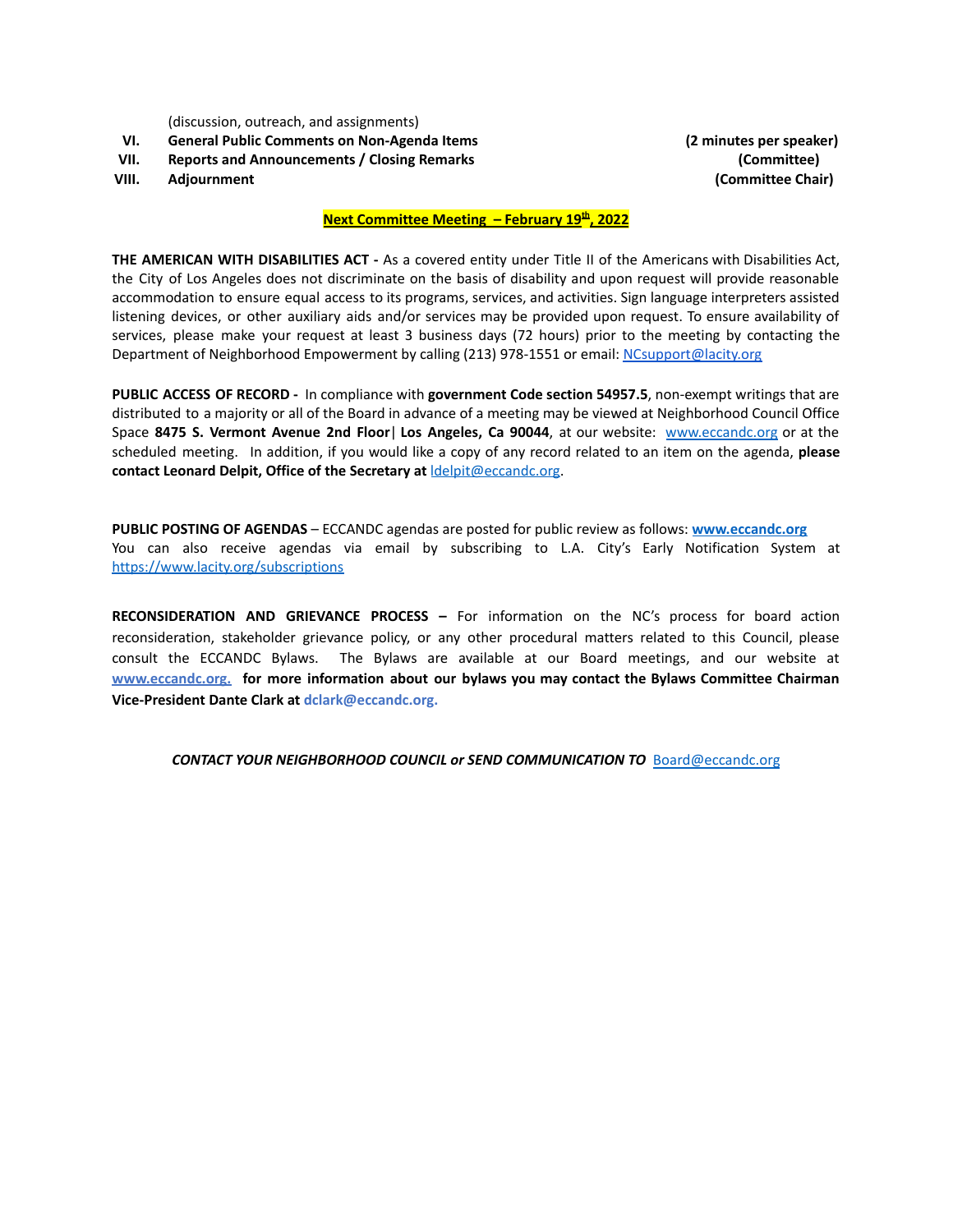(discussion, outreach, and assignments)

VI. **General Public Comments on Non-Agenda Items** **(2 minutes per speaker)**

VII. **Reports and Announcements / Closing Remarks** **(Committee)**

VIII. **Adjournment** **(Committee Chair)**

**Next Committee Meeting – February 19th, 2022**

**THE AMERICAN WITH DISABILITIES ACT -** As a covered entity under Title II of the Americans with Disabilities Act, the City of Los Angeles does not discriminate on the basis of disability and upon request will provide reasonable accommodation to ensure equal access to its programs, services, and activities. Sign language interpreters assisted listening devices, or other auxiliary aids and/or services may be provided upon request. To ensure availability of services, please make your request at least 3 business days (72 hours) prior to the meeting by contacting the Department of Neighborhood Empowerment by calling (213) 978-1551 or email: NCsupport@lacity.org

**PUBLIC ACCESS OF RECORD -** In compliance with **government Code section 54957.5**, non-exempt writings that are distributed to a majority or all of the Board in advance of a meeting may be viewed at Neighborhood Council Office Space **8475 S. Vermont Avenue 2nd Floor**| **Los Angeles, Ca 90044**, at our website: www.eccandc.org or at the scheduled meeting. In addition, if you would like a copy of any record related to an item on the agenda, **please contact Leonard Delpit, Office of the Secretary at** ldelpit@eccandc.org.

**PUBLIC POSTING OF AGENDAS** – ECCANDC agendas are posted for public review as follows: **www.eccandc.org**
You can also receive agendas via email by subscribing to L.A. City's Early Notification System at https://www.lacity.org/subscriptions

**RECONSIDERATION AND GRIEVANCE PROCESS –** For information on the NC's process for board action reconsideration, stakeholder grievance policy, or any other procedural matters related to this Council, please consult the ECCANDC Bylaws. The Bylaws are available at our Board meetings, and our website at **www.eccandc.org.** **for more information about our bylaws you may contact the Bylaws Committee Chairman Vice-President Dante Clark at dclark@eccandc.org.**

***CONTACT YOUR NEIGHBORHOOD COUNCIL or SEND COMMUNICATION TO*** Board@eccandc.org